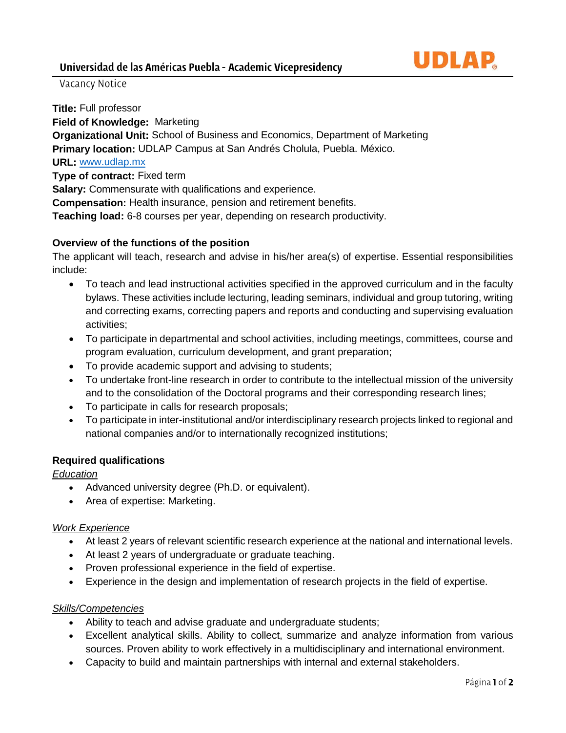# Universidad de las Américas Puebla - Academic Vicepresidency

Vacancy Notice

**Title:** Full professor
**Field of Knowledge:** Marketing
**Organizational Unit:** School of Business and Economics, Department of Marketing
**Primary location:** UDLAP Campus at San Andrés Cholula, Puebla. México.
**URL:** [www.udlap.mx](http://www.udlap.mx)
**Type of contract:** Fixed term
**Salary:** Commensurate with qualifications and experience.
**Compensation:** Health insurance, pension and retirement benefits.
**Teaching load:** 6-8 courses per year, depending on research productivity.

## Overview of the functions of the position

The applicant will teach, research and advise in his/her area(s) of expertise. Essential responsibilities include:

- To teach and lead instructional activities specified in the approved curriculum and in the faculty bylaws. These activities include lecturing, leading seminars, individual and group tutoring, writing and correcting exams, correcting papers and reports and conducting and supervising evaluation activities;
- To participate in departmental and school activities, including meetings, committees, course and program evaluation, curriculum development, and grant preparation;
- To provide academic support and advising to students;
- To undertake front-line research in order to contribute to the intellectual mission of the university and to the consolidation of the Doctoral programs and their corresponding research lines;
- To participate in calls for research proposals;
- To participate in inter-institutional and/or interdisciplinary research projects linked to regional and national companies and/or to internationally recognized institutions;

## Required qualifications

*Education*

- Advanced university degree (Ph.D. or equivalent).
- Area of expertise: Marketing.

*Work Experience*

- At least 2 years of relevant scientific research experience at the national and international levels.
- At least 2 years of undergraduate or graduate teaching.
- Proven professional experience in the field of expertise.
- Experience in the design and implementation of research projects in the field of expertise.

*Skills/Competencies*

- Ability to teach and advise graduate and undergraduate students;
- Excellent analytical skills. Ability to collect, summarize and analyze information from various sources. Proven ability to work effectively in a multidisciplinary and international environment.
- Capacity to build and maintain partnerships with internal and external stakeholders.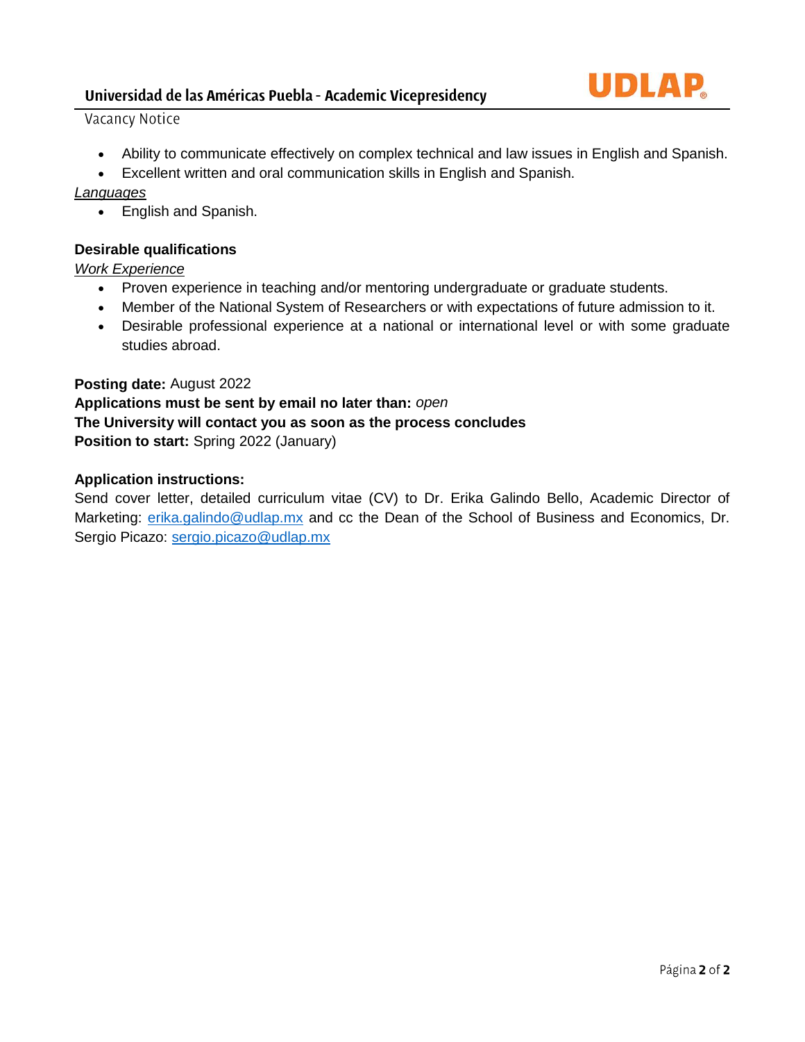- Ability to communicate effectively on complex technical and law issues in English and Spanish.
- Excellent written and oral communication skills in English and Spanish.

*Languages*

- English and Spanish.

**Desirable qualifications**

*Work Experience*

- Proven experience in teaching and/or mentoring undergraduate or graduate students.
- Member of the National System of Researchers or with expectations of future admission to it.
- Desirable professional experience at a national or international level or with some graduate studies abroad.

**Posting date:** August 2022
**Applications must be sent by email no later than:** *open*
**The University will contact you as soon as the process concludes**
**Position to start:** Spring 2022 (January)

**Application instructions:**
Send cover letter, detailed curriculum vitae (CV) to Dr. Erika Galindo Bello, Academic Director of Marketing: erika.galindo@udlap.mx and cc the Dean of the School of Business and Economics, Dr. Sergio Picazo: sergio.picazo@udlap.mx